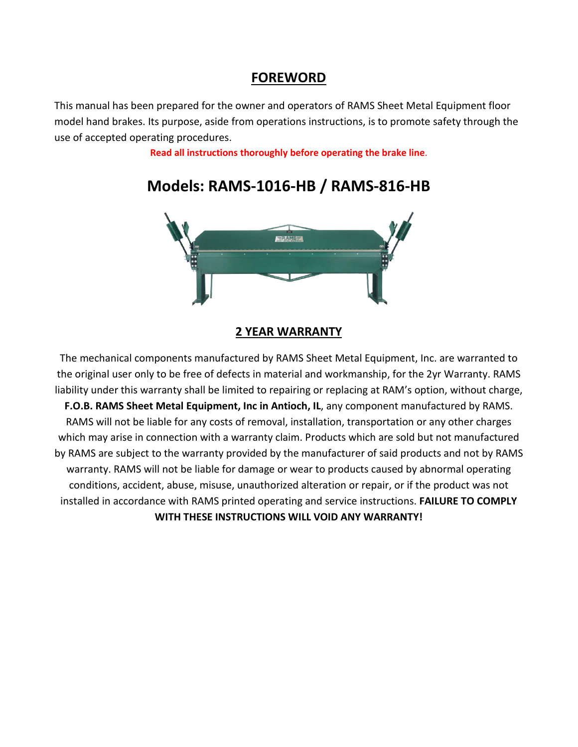## FOREWORD

This manual has been prepared for the owner and operators of RAMS Sheet Metal Equipment floor model hand brakes. Its purpose, aside from operations instructions, is to promote safety through the use of accepted operating procedures.

**Read all instructions thoroughly before operating the brake line.**

# Models: RAMS-1016-HB / RAMS-816-HB

## 2 YEAR WARRANTY

The mechanical components manufactured by RAMS Sheet Metal Equipment, Inc. are warranted to the original user only to be free of defects in material and workmanship, for the 2yr Warranty. RAMS liability under this warranty shall be limited to repairing or replacing at RAM's option, without charge, **F.O.B. RAMS Sheet Metal Equipment, Inc in Antioch, IL**, any component manufactured by RAMS. RAMS will not be liable for any costs of removal, installation, transportation or any other charges which may arise in connection with a warranty claim. Products which are sold but not manufactured by RAMS are subject to the warranty provided by the manufacturer of said products and not by RAMS warranty. RAMS will not be liable for damage or wear to products caused by abnormal operating conditions, accident, abuse, misuse, unauthorized alteration or repair, or if the product was not installed in accordance with RAMS printed operating and service instructions. **FAILURE TO COMPLY WITH THESE INSTRUCTIONS WILL VOID ANY WARRANTY!**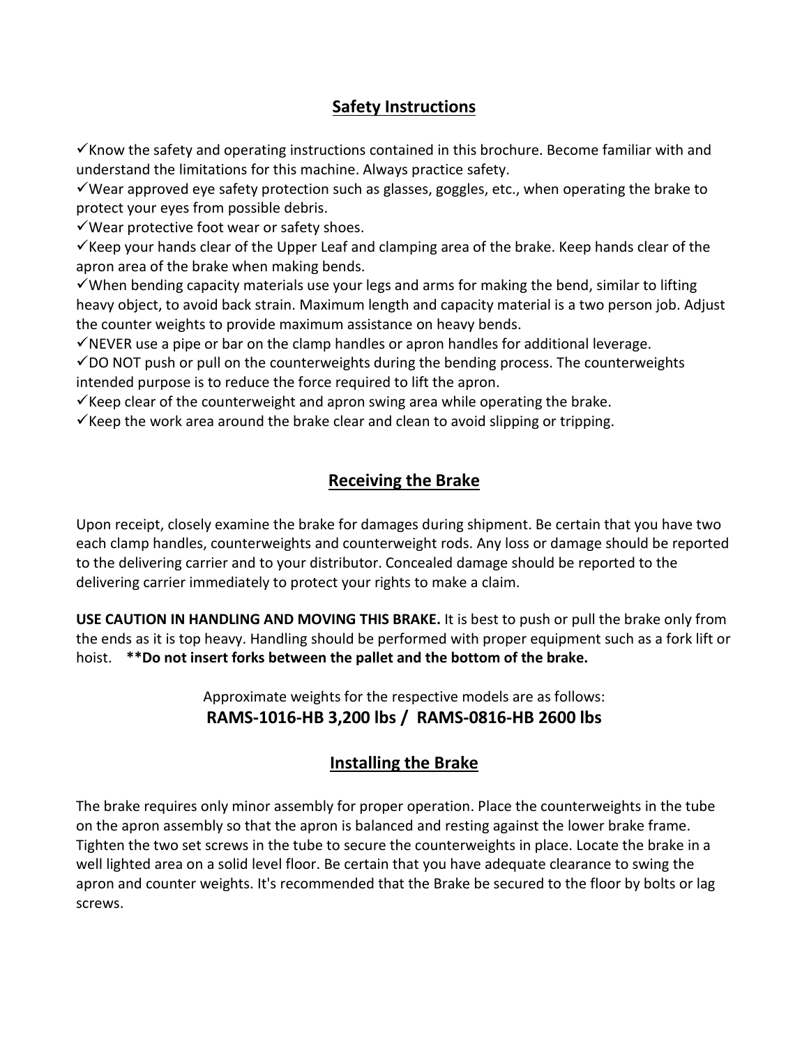## Safety Instructions

✓Know the safety and operating instructions contained in this brochure. Become familiar with and understand the limitations for this machine. Always practice safety.
✓Wear approved eye safety protection such as glasses, goggles, etc., when operating the brake to protect your eyes from possible debris.
✓Wear protective foot wear or safety shoes.
✓Keep your hands clear of the Upper Leaf and clamping area of the brake. Keep hands clear of the apron area of the brake when making bends.
✓When bending capacity materials use your legs and arms for making the bend, similar to lifting heavy object, to avoid back strain. Maximum length and capacity material is a two person job. Adjust the counter weights to provide maximum assistance on heavy bends.
✓NEVER use a pipe or bar on the clamp handles or apron handles for additional leverage.
✓DO NOT push or pull on the counterweights during the bending process. The counterweights intended purpose is to reduce the force required to lift the apron.
✓Keep clear of the counterweight and apron swing area while operating the brake.
✓Keep the work area around the brake clear and clean to avoid slipping or tripping.

## Receiving the Brake

Upon receipt, closely examine the brake for damages during shipment. Be certain that you have two each clamp handles, counterweights and counterweight rods. Any loss or damage should be reported to the delivering carrier and to your distributor. Concealed damage should be reported to the delivering carrier immediately to protect your rights to make a claim.

**USE CAUTION IN HANDLING AND MOVING THIS BRAKE.** It is best to push or pull the brake only from the ends as it is top heavy. Handling should be performed with proper equipment such as a fork lift or hoist. **\*\*Do not insert forks between the pallet and the bottom of the brake.**

Approximate weights for the respective models are as follows:

**RAMS-1016-HB 3,200 lbs / RAMS-0816-HB 2600 lbs**

## Installing the Brake

The brake requires only minor assembly for proper operation. Place the counterweights in the tube on the apron assembly so that the apron is balanced and resting against the lower brake frame. Tighten the two set screws in the tube to secure the counterweights in place. Locate the brake in a well lighted area on a solid level floor. Be certain that you have adequate clearance to swing the apron and counter weights. It's recommended that the Brake be secured to the floor by bolts or lag screws.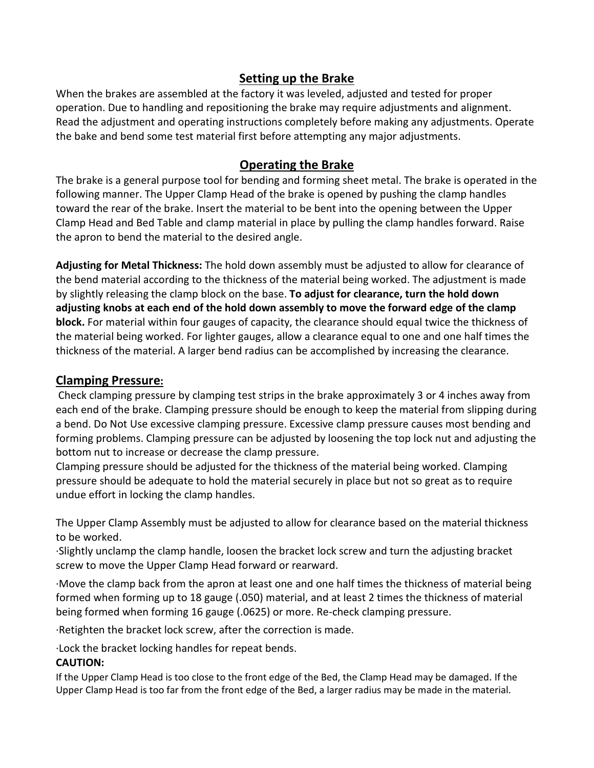## Setting up the Brake

When the brakes are assembled at the factory it was leveled, adjusted and tested for proper operation. Due to handling and repositioning the brake may require adjustments and alignment. Read the adjustment and operating instructions completely before making any adjustments. Operate the bake and bend some test material first before attempting any major adjustments.

## Operating the Brake

The brake is a general purpose tool for bending and forming sheet metal. The brake is operated in the following manner. The Upper Clamp Head of the brake is opened by pushing the clamp handles toward the rear of the brake. Insert the material to be bent into the opening between the Upper Clamp Head and Bed Table and clamp material in place by pulling the clamp handles forward. Raise the apron to bend the material to the desired angle.

**Adjusting for Metal Thickness:** The hold down assembly must be adjusted to allow for clearance of the bend material according to the thickness of the material being worked. The adjustment is made by slightly releasing the clamp block on the base. **To adjust for clearance, turn the hold down adjusting knobs at each end of the hold down assembly to move the forward edge of the clamp block.** For material within four gauges of capacity, the clearance should equal twice the thickness of the material being worked. For lighter gauges, allow a clearance equal to one and one half times the thickness of the material. A larger bend radius can be accomplished by increasing the clearance.

## Clamping Pressure:

Check clamping pressure by clamping test strips in the brake approximately 3 or 4 inches away from each end of the brake. Clamping pressure should be enough to keep the material from slipping during a bend. Do Not Use excessive clamping pressure. Excessive clamp pressure causes most bending and forming problems. Clamping pressure can be adjusted by loosening the top lock nut and adjusting the bottom nut to increase or decrease the clamp pressure.

Clamping pressure should be adjusted for the thickness of the material being worked. Clamping pressure should be adequate to hold the material securely in place but not so great as to require undue effort in locking the clamp handles.

The Upper Clamp Assembly must be adjusted to allow for clearance based on the material thickness to be worked.

- Slightly unclamp the clamp handle, loosen the bracket lock screw and turn the adjusting bracket screw to move the Upper Clamp Head forward or rearward.
- Move the clamp back from the apron at least one and one half times the thickness of material being formed when forming up to 18 gauge (.050) material, and at least 2 times the thickness of material being formed when forming 16 gauge (.0625) or more. Re-check clamping pressure.
- Retighten the bracket lock screw, after the correction is made.
- Lock the bracket locking handles for repeat bends.

**CAUTION:**

If the Upper Clamp Head is too close to the front edge of the Bed, the Clamp Head may be damaged. If the Upper Clamp Head is too far from the front edge of the Bed, a larger radius may be made in the material.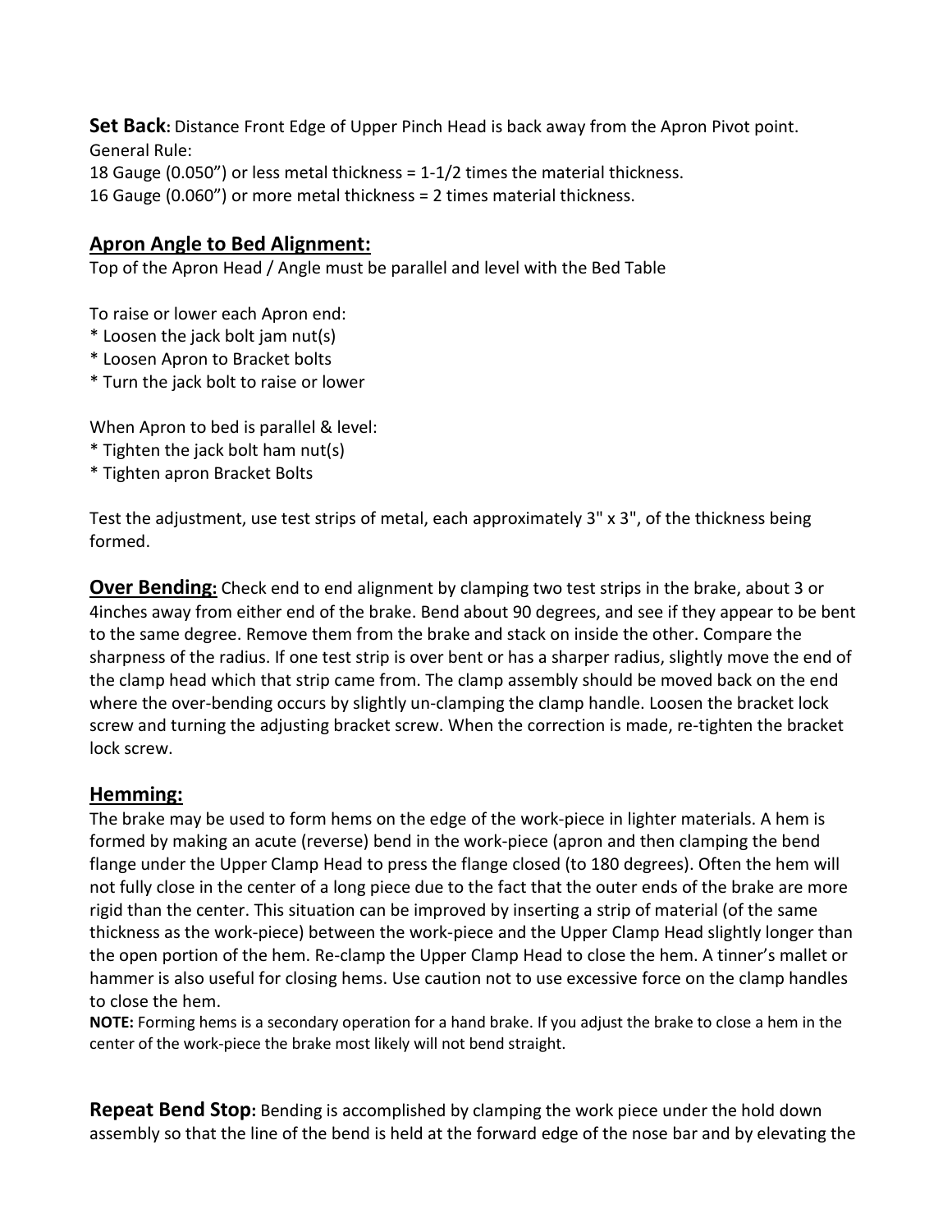**Set Back:** Distance Front Edge of Upper Pinch Head is back away from the Apron Pivot point.
General Rule:
18 Gauge (0.050") or less metal thickness = 1-1/2 times the material thickness.
16 Gauge (0.060") or more metal thickness = 2 times material thickness.

## Apron Angle to Bed Alignment:

Top of the Apron Head / Angle must be parallel and level with the Bed Table

To raise or lower each Apron end:
* Loosen the jack bolt jam nut(s)
* Loosen Apron to Bracket bolts
* Turn the jack bolt to raise or lower

When Apron to bed is parallel & level:
* Tighten the jack bolt ham nut(s)
* Tighten apron Bracket Bolts

Test the adjustment, use test strips of metal, each approximately 3" x 3", of the thickness being formed.

**Over Bending:** Check end to end alignment by clamping two test strips in the brake, about 3 or 4inches away from either end of the brake. Bend about 90 degrees, and see if they appear to be bent to the same degree. Remove them from the brake and stack on inside the other. Compare the sharpness of the radius. If one test strip is over bent or has a sharper radius, slightly move the end of the clamp head which that strip came from. The clamp assembly should be moved back on the end where the over-bending occurs by slightly un-clamping the clamp handle. Loosen the bracket lock screw and turning the adjusting bracket screw. When the correction is made, re-tighten the bracket lock screw.

## Hemming:

The brake may be used to form hems on the edge of the work-piece in lighter materials. A hem is formed by making an acute (reverse) bend in the work-piece (apron and then clamping the bend flange under the Upper Clamp Head to press the flange closed (to 180 degrees). Often the hem will not fully close in the center of a long piece due to the fact that the outer ends of the brake are more rigid than the center. This situation can be improved by inserting a strip of material (of the same thickness as the work-piece) between the work-piece and the Upper Clamp Head slightly longer than the open portion of the hem. Re-clamp the Upper Clamp Head to close the hem. A tinner's mallet or hammer is also useful for closing hems. Use caution not to use excessive force on the clamp handles to close the hem.

**NOTE:** Forming hems is a secondary operation for a hand brake. If you adjust the brake to close a hem in the center of the work-piece the brake most likely will not bend straight.

**Repeat Bend Stop:** Bending is accomplished by clamping the work piece under the hold down assembly so that the line of the bend is held at the forward edge of the nose bar and by elevating the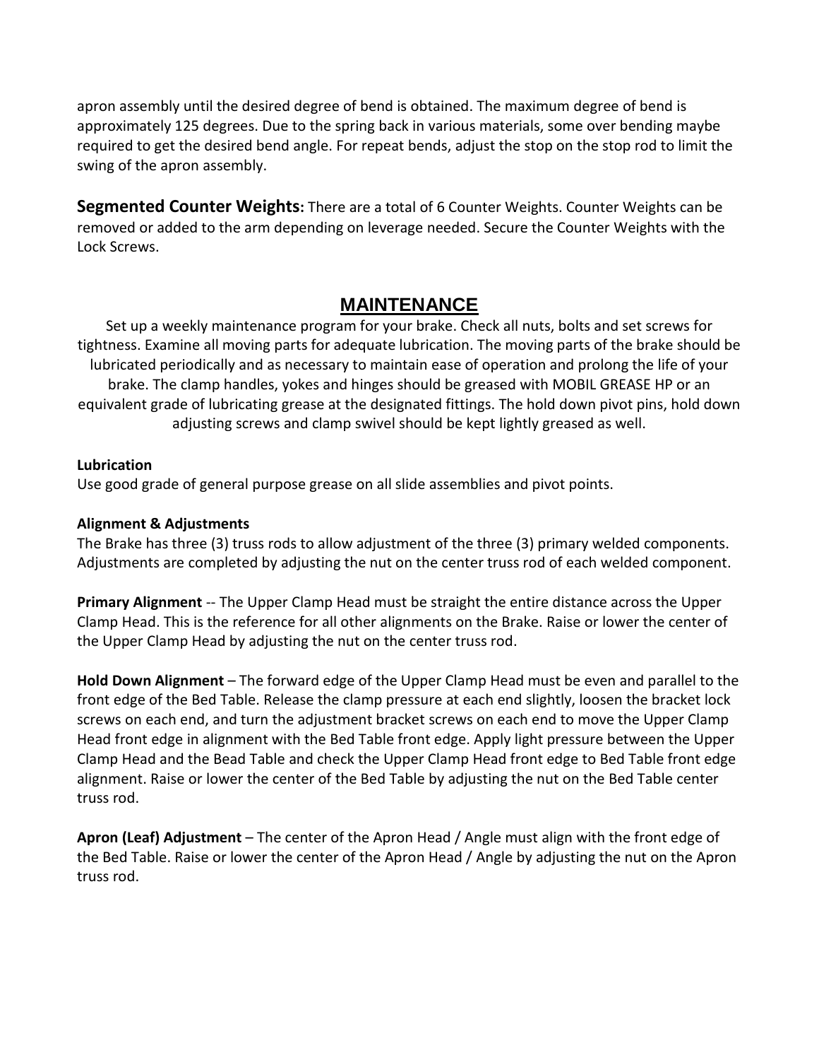apron assembly until the desired degree of bend is obtained. The maximum degree of bend is approximately 125 degrees. Due to the spring back in various materials, some over bending maybe required to get the desired bend angle. For repeat bends, adjust the stop on the stop rod to limit the swing of the apron assembly.

**Segmented Counter Weights:** There are a total of 6 Counter Weights. Counter Weights can be removed or added to the arm depending on leverage needed. Secure the Counter Weights with the Lock Screws.

## MAINTENANCE

Set up a weekly maintenance program for your brake. Check all nuts, bolts and set screws for tightness. Examine all moving parts for adequate lubrication. The moving parts of the brake should be lubricated periodically and as necessary to maintain ease of operation and prolong the life of your brake. The clamp handles, yokes and hinges should be greased with MOBIL GREASE HP or an equivalent grade of lubricating grease at the designated fittings. The hold down pivot pins, hold down adjusting screws and clamp swivel should be kept lightly greased as well.

**Lubrication**

Use good grade of general purpose grease on all slide assemblies and pivot points.

**Alignment & Adjustments**

The Brake has three (3) truss rods to allow adjustment of the three (3) primary welded components. Adjustments are completed by adjusting the nut on the center truss rod of each welded component.

**Primary Alignment** -- The Upper Clamp Head must be straight the entire distance across the Upper Clamp Head. This is the reference for all other alignments on the Brake. Raise or lower the center of the Upper Clamp Head by adjusting the nut on the center truss rod.

**Hold Down Alignment** – The forward edge of the Upper Clamp Head must be even and parallel to the front edge of the Bed Table. Release the clamp pressure at each end slightly, loosen the bracket lock screws on each end, and turn the adjustment bracket screws on each end to move the Upper Clamp Head front edge in alignment with the Bed Table front edge. Apply light pressure between the Upper Clamp Head and the Bead Table and check the Upper Clamp Head front edge to Bed Table front edge alignment. Raise or lower the center of the Bed Table by adjusting the nut on the Bed Table center truss rod.

**Apron (Leaf) Adjustment** – The center of the Apron Head / Angle must align with the front edge of the Bed Table. Raise or lower the center of the Apron Head / Angle by adjusting the nut on the Apron truss rod.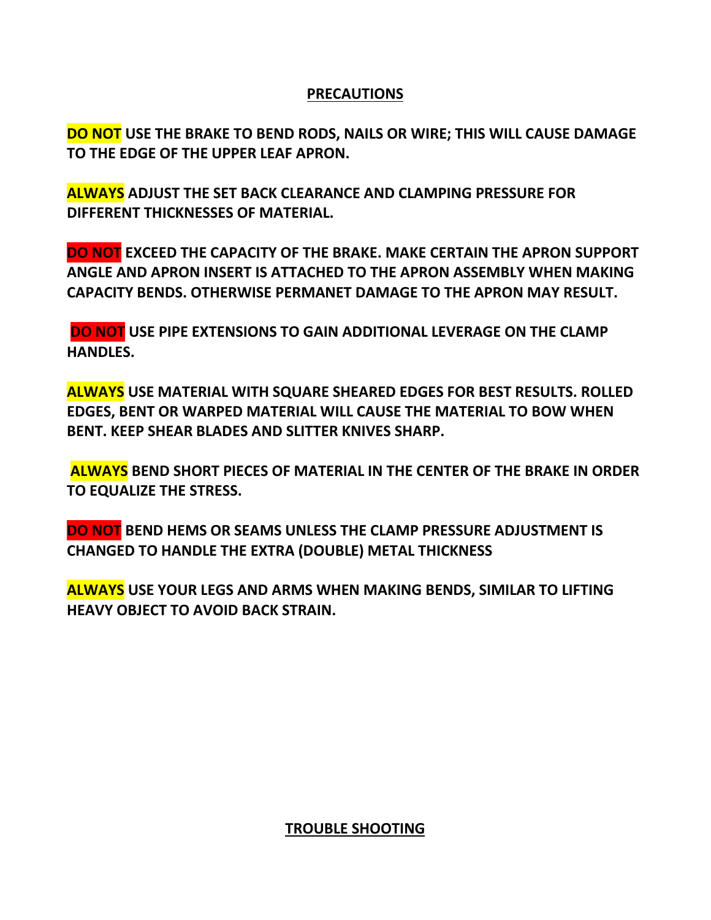## PRECAUTIONS

**DO NOT USE THE BRAKE TO BEND RODS, NAILS OR WIRE; THIS WILL CAUSE DAMAGE TO THE EDGE OF THE UPPER LEAF APRON.**

**ALWAYS ADJUST THE SET BACK CLEARANCE AND CLAMPING PRESSURE FOR DIFFERENT THICKNESSES OF MATERIAL.**

**DO NOT EXCEED THE CAPACITY OF THE BRAKE. MAKE CERTAIN THE APRON SUPPORT ANGLE AND APRON INSERT IS ATTACHED TO THE APRON ASSEMBLY WHEN MAKING CAPACITY BENDS. OTHERWISE PERMANET DAMAGE TO THE APRON MAY RESULT.**

**DO NOT USE PIPE EXTENSIONS TO GAIN ADDITIONAL LEVERAGE ON THE CLAMP HANDLES.**

**ALWAYS USE MATERIAL WITH SQUARE SHEARED EDGES FOR BEST RESULTS. ROLLED EDGES, BENT OR WARPED MATERIAL WILL CAUSE THE MATERIAL TO BOW WHEN BENT. KEEP SHEAR BLADES AND SLITTER KNIVES SHARP.**

**ALWAYS BEND SHORT PIECES OF MATERIAL IN THE CENTER OF THE BRAKE IN ORDER TO EQUALIZE THE STRESS.**

**DO NOT BEND HEMS OR SEAMS UNLESS THE CLAMP PRESSURE ADJUSTMENT IS CHANGED TO HANDLE THE EXTRA (DOUBLE) METAL THICKNESS**

**ALWAYS USE YOUR LEGS AND ARMS WHEN MAKING BENDS, SIMILAR TO LIFTING HEAVY OBJECT TO AVOID BACK STRAIN.**

## TROUBLE SHOOTING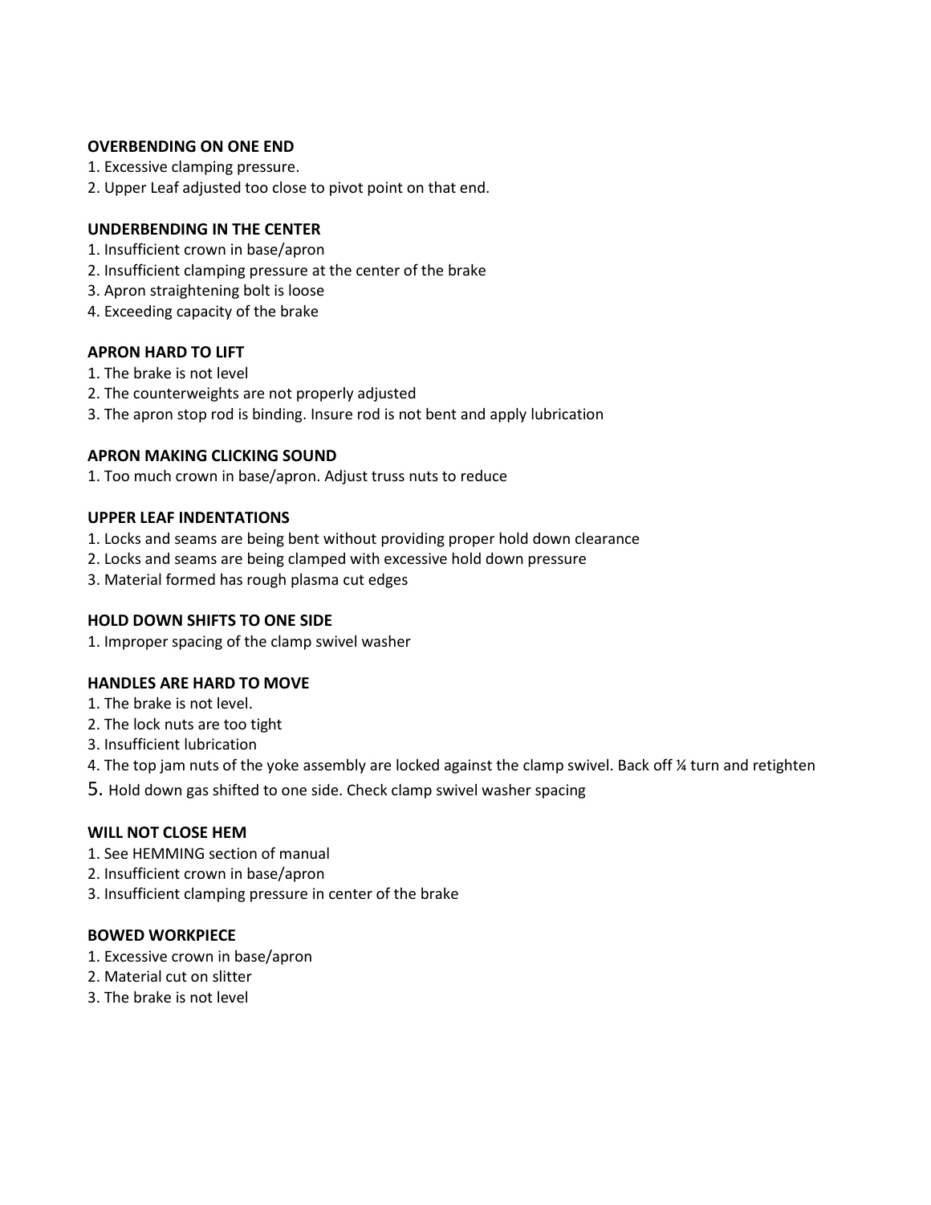**OVERBENDING ON ONE END**

1. Excessive clamping pressure.
2. Upper Leaf adjusted too close to pivot point on that end.

**UNDERBENDING IN THE CENTER**

1. Insufficient crown in base/apron
2. Insufficient clamping pressure at the center of the brake
3. Apron straightening bolt is loose
4. Exceeding capacity of the brake

**APRON HARD TO LIFT**

1. The brake is not level
2. The counterweights are not properly adjusted
3. The apron stop rod is binding. Insure rod is not bent and apply lubrication

**APRON MAKING CLICKING SOUND**

1. Too much crown in base/apron. Adjust truss nuts to reduce

**UPPER LEAF INDENTATIONS**

1. Locks and seams are being bent without providing proper hold down clearance
2. Locks and seams are being clamped with excessive hold down pressure
3. Material formed has rough plasma cut edges

**HOLD DOWN SHIFTS TO ONE SIDE**

1. Improper spacing of the clamp swivel washer

**HANDLES ARE HARD TO MOVE**

1. The brake is not level.
2. The lock nuts are too tight
3. Insufficient lubrication
4. The top jam nuts of the yoke assembly are locked against the clamp swivel. Back off ¼ turn and retighten
5. Hold down gas shifted to one side. Check clamp swivel washer spacing

**WILL NOT CLOSE HEM**

1. See HEMMING section of manual
2. Insufficient crown in base/apron
3. Insufficient clamping pressure in center of the brake

**BOWED WORKPIECE**

1. Excessive crown in base/apron
2. Material cut on slitter
3. The brake is not level